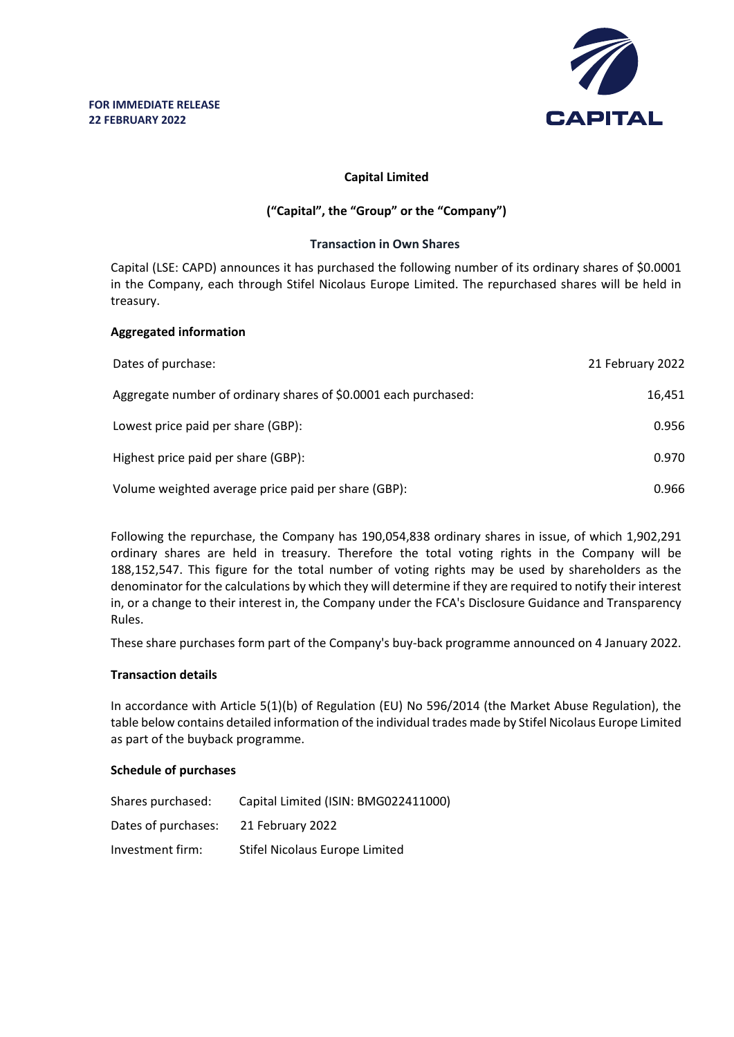**FOR IMMEDIATE RELEASE**
**22 FEBRUARY 2022**

CAPITAL

**Capital Limited**

**("Capital", the "Group" or the "Company")**

**Transaction in Own Shares**

Capital (LSE: CAPD) announces it has purchased the following number of its ordinary shares of $0.0001 in the Company, each through Stifel Nicolaus Europe Limited. The repurchased shares will be held in treasury.

**Aggregated information**

| | |
|---|---|
| Dates of purchase: | 21 February 2022 |
| Aggregate number of ordinary shares of $0.0001 each purchased: | 16,451 |
| Lowest price paid per share (GBP): | 0.956 |
| Highest price paid per share (GBP): | 0.970 |
| Volume weighted average price paid per share (GBP): | 0.966 |

Following the repurchase, the Company has 190,054,838 ordinary shares in issue, of which 1,902,291 ordinary shares are held in treasury. Therefore the total voting rights in the Company will be 188,152,547. This figure for the total number of voting rights may be used by shareholders as the denominator for the calculations by which they will determine if they are required to notify their interest in, or a change to their interest in, the Company under the FCA's Disclosure Guidance and Transparency Rules.

These share purchases form part of the Company's buy-back programme announced on 4 January 2022.

**Transaction details**

In accordance with Article 5(1)(b) of Regulation (EU) No 596/2014 (the Market Abuse Regulation), the table below contains detailed information of the individual trades made by Stifel Nicolaus Europe Limited as part of the buyback programme.

**Schedule of purchases**

| | |
|---|---|
| Shares purchased: | Capital Limited (ISIN: BMG022411000) |
| Dates of purchases: | 21 February 2022 |
| Investment firm: | Stifel Nicolaus Europe Limited |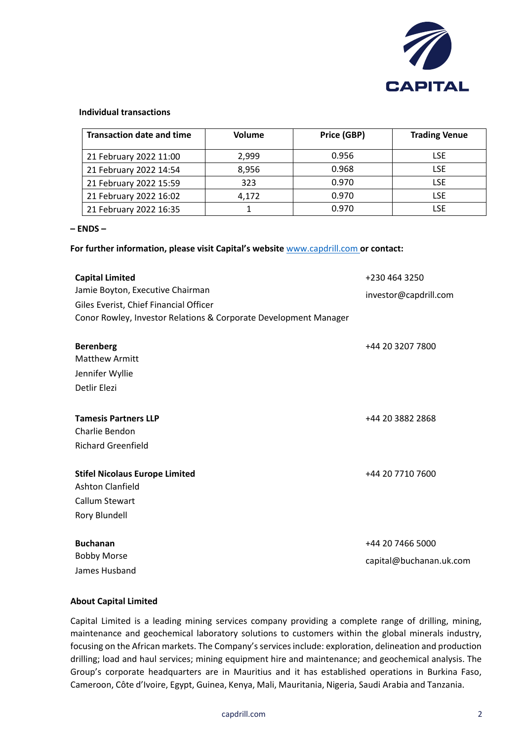**Individual transactions**

| Transaction date and time | Volume | Price (GBP) | Trading Venue |
|---|---|---|---|
| 21 February 2022 11:00 | 2,999 | 0.956 | LSE |
| 21 February 2022 14:54 | 8,956 | 0.968 | LSE |
| 21 February 2022 15:59 | 323 | 0.970 | LSE |
| 21 February 2022 16:02 | 4,172 | 0.970 | LSE |
| 21 February 2022 16:35 | 1 | 0.970 | LSE |

**– ENDS –**

**For further information, please visit Capital's website** www.capdrill.com **or contact:**

**Capital Limited**
Jamie Boyton, Executive Chairman
Giles Everist, Chief Financial Officer
Conor Rowley, Investor Relations & Corporate Development Manager
+230 464 3250
investor@capdrill.com

**Berenberg**
Matthew Armitt
Jennifer Wyllie
Detlir Elezi
+44 20 3207 7800

**Tamesis Partners LLP**
Charlie Bendon
Richard Greenfield
+44 20 3882 2868

**Stifel Nicolaus Europe Limited**
Ashton Clanfield
Callum Stewart
Rory Blundell
+44 20 7710 7600

**Buchanan**
Bobby Morse
James Husband
+44 20 7466 5000
capital@buchanan.uk.com

**About Capital Limited**

Capital Limited is a leading mining services company providing a complete range of drilling, mining, maintenance and geochemical laboratory solutions to customers within the global minerals industry, focusing on the African markets. The Company's services include: exploration, delineation and production drilling; load and haul services; mining equipment hire and maintenance; and geochemical analysis. The Group's corporate headquarters are in Mauritius and it has established operations in Burkina Faso, Cameroon, Côte d'Ivoire, Egypt, Guinea, Kenya, Mali, Mauritania, Nigeria, Saudi Arabia and Tanzania.